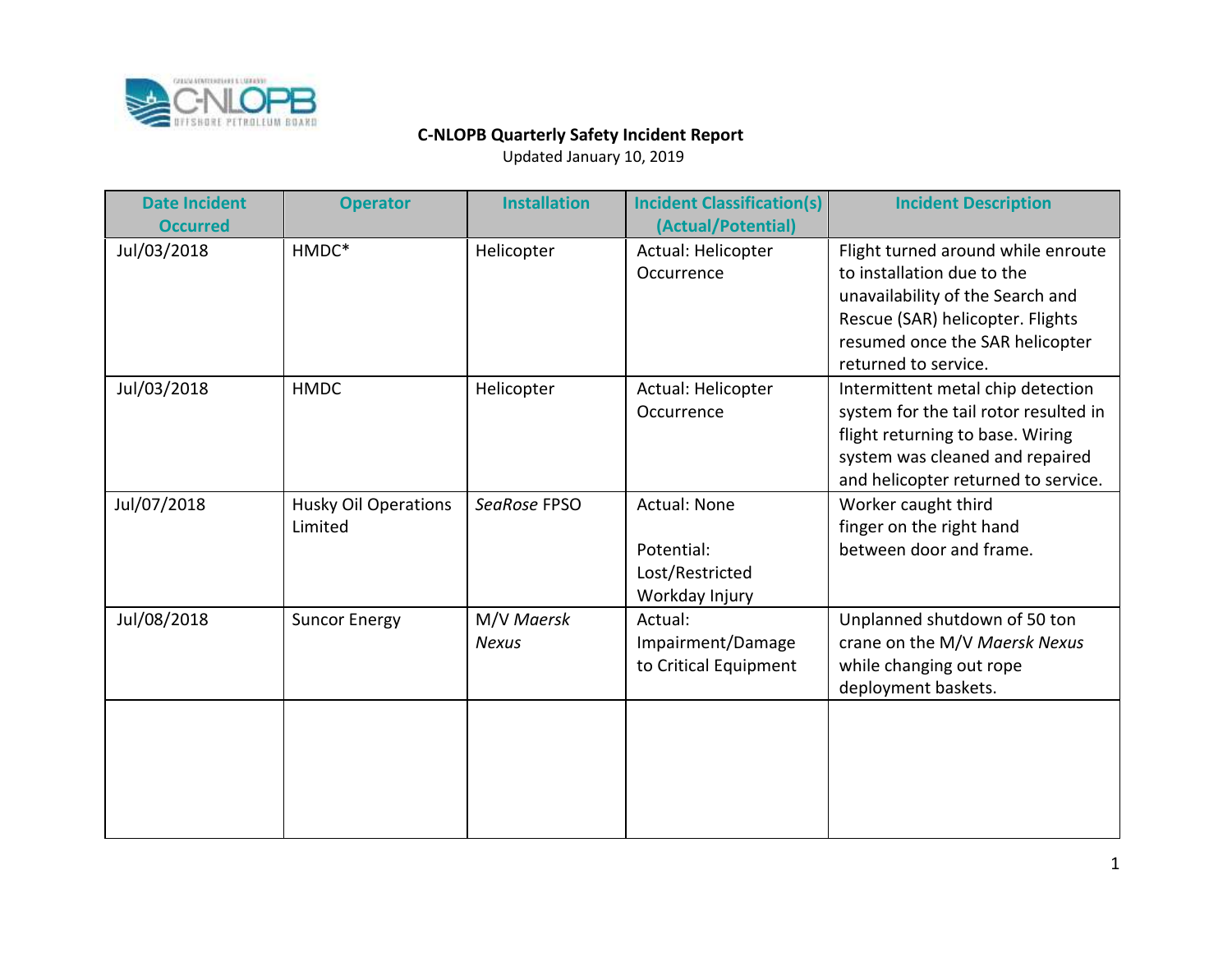**C-NLOPB Quarterly Safety Incident Report**

Updated January 10, 2019

| Date Incident Occurred | Operator | Installation | Incident Classification(s) (Actual/Potential) | Incident Description |
|---|---|---|---|---|
| Jul/03/2018 | HMDC* | Helicopter | Actual: Helicopter Occurrence | Flight turned around while enroute to installation due to the unavailability of the Search and Rescue (SAR) helicopter. Flights resumed once the SAR helicopter returned to service. |
| Jul/03/2018 | HMDC | Helicopter | Actual: Helicopter Occurrence | Intermittent metal chip detection system for the tail rotor resulted in flight returning to base. Wiring system was cleaned and repaired and helicopter returned to service. |
| Jul/07/2018 | Husky Oil Operations Limited | *SeaRose* FPSO | Actual: None<br><br>Potential: Lost/Restricted Workday Injury | Worker caught third finger on the right hand between door and frame. |
| Jul/08/2018 | Suncor Energy | M/V *Maersk Nexus* | Actual: Impairment/Damage to Critical Equipment | Unplanned shutdown of 50 ton crane on the M/V *Maersk Nexus* while changing out rope deployment baskets. |
| | | | | |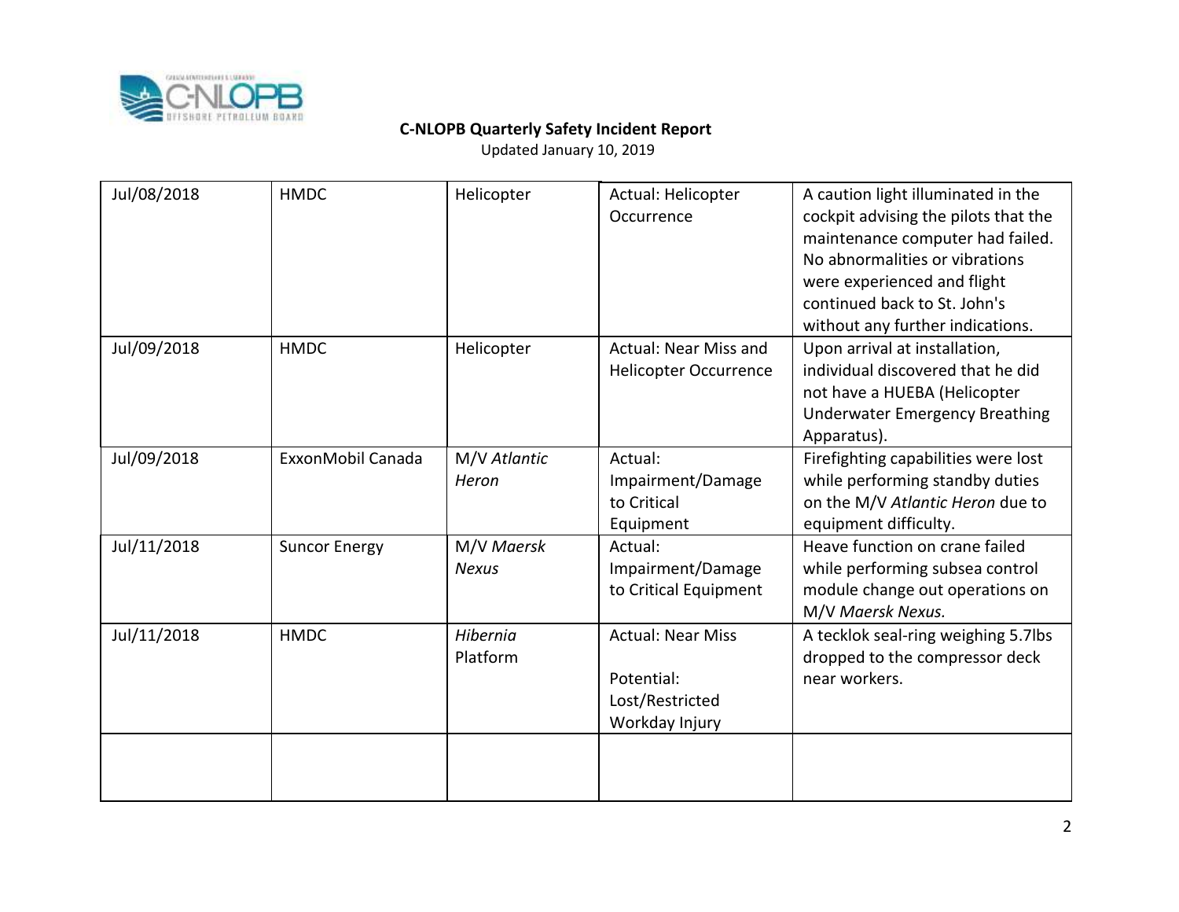**C-NLOPB Quarterly Safety Incident Report**

Updated January 10, 2019

| | | | | |
|---|---|---|---|---|
| Jul/08/2018 | HMDC | Helicopter | Actual: Helicopter Occurrence | A caution light illuminated in the cockpit advising the pilots that the maintenance computer had failed. No abnormalities or vibrations were experienced and flight continued back to St. John's without any further indications. |
| Jul/09/2018 | HMDC | Helicopter | Actual: Near Miss and Helicopter Occurrence | Upon arrival at installation, individual discovered that he did not have a HUEBA (Helicopter Underwater Emergency Breathing Apparatus). |
| Jul/09/2018 | ExxonMobil Canada | M/V *Atlantic Heron* | Actual: Impairment/Damage to Critical Equipment | Firefighting capabilities were lost while performing standby duties on the M/V *Atlantic Heron* due to equipment difficulty. |
| Jul/11/2018 | Suncor Energy | M/V *Maersk Nexus* | Actual: Impairment/Damage to Critical Equipment | Heave function on crane failed while performing subsea control module change out operations on M/V *Maersk Nexus.* |
| Jul/11/2018 | HMDC | *Hibernia* Platform | Actual: Near Miss<br><br>Potential: Lost/Restricted Workday Injury | A tecklok seal-ring weighing 5.7lbs dropped to the compressor deck near workers. |
| | | | | |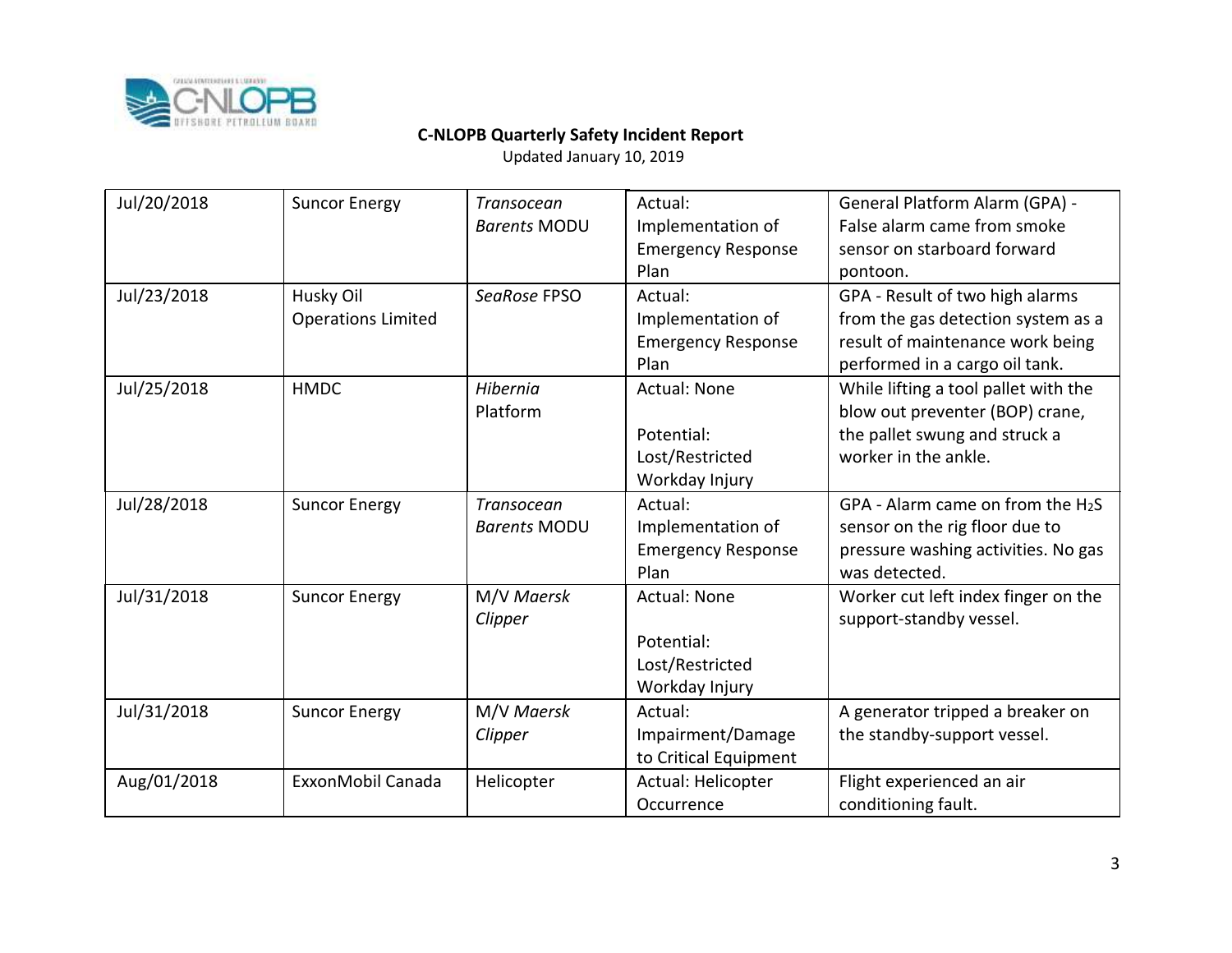**C-NLOPB Quarterly Safety Incident Report**

Updated January 10, 2019

| | | | | |
|---|---|---|---|---|
| Jul/20/2018 | Suncor Energy | *Transocean Barents* MODU | Actual: Implementation of Emergency Response Plan | General Platform Alarm (GPA) - False alarm came from smoke sensor on starboard forward pontoon. |
| Jul/23/2018 | Husky Oil Operations Limited | *SeaRose* FPSO | Actual: Implementation of Emergency Response Plan | GPA - Result of two high alarms from the gas detection system as a result of maintenance work being performed in a cargo oil tank. |
| Jul/25/2018 | HMDC | *Hibernia* Platform | Actual: None<br><br>Potential: Lost/Restricted Workday Injury | While lifting a tool pallet with the blow out preventer (BOP) crane, the pallet swung and struck a worker in the ankle. |
| Jul/28/2018 | Suncor Energy | *Transocean Barents* MODU | Actual: Implementation of Emergency Response Plan | GPA - Alarm came on from the $H_2S$ sensor on the rig floor due to pressure washing activities. No gas was detected. |
| Jul/31/2018 | Suncor Energy | M/V *Maersk Clipper* | Actual: None<br><br>Potential: Lost/Restricted Workday Injury | Worker cut left index finger on the support-standby vessel. |
| Jul/31/2018 | Suncor Energy | M/V *Maersk Clipper* | Actual: Impairment/Damage to Critical Equipment | A generator tripped a breaker on the standby-support vessel. |
| Aug/01/2018 | ExxonMobil Canada | Helicopter | Actual: Helicopter Occurrence | Flight experienced an air conditioning fault. |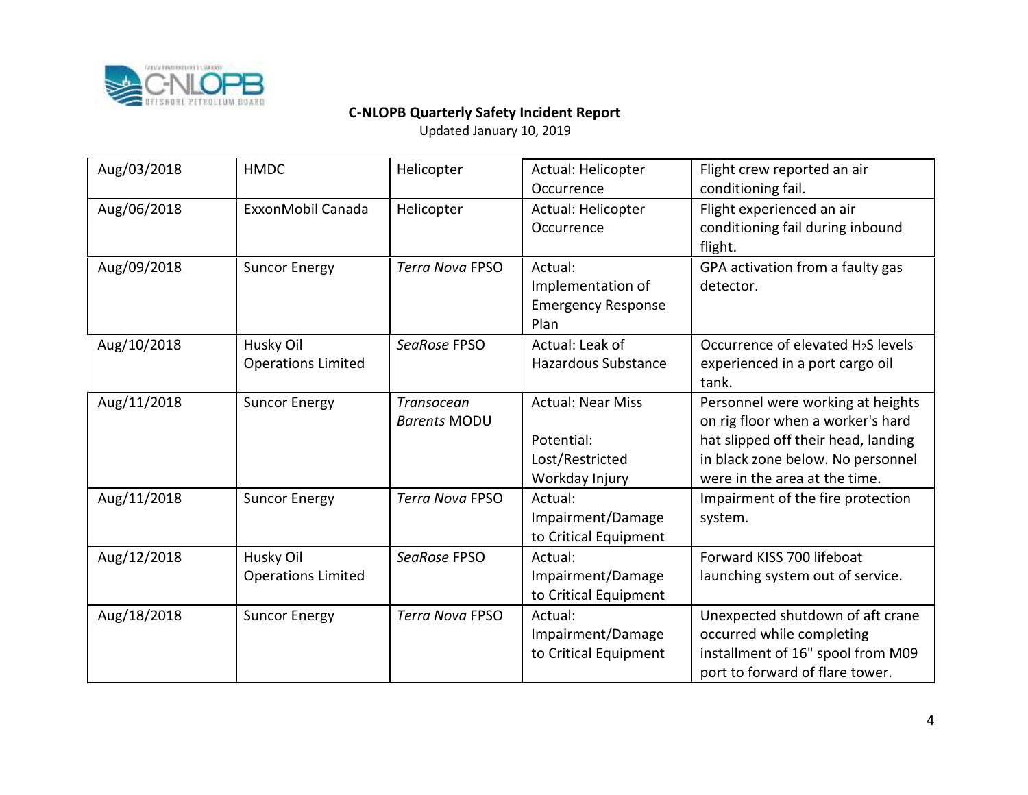**C-NLOPB Quarterly Safety Incident Report**

Updated January 10, 2019

| | | | | |
|---|---|---|---|---|
| Aug/03/2018 | HMDC | Helicopter | Actual: Helicopter Occurrence | Flight crew reported an air conditioning fail. |
| Aug/06/2018 | ExxonMobil Canada | Helicopter | Actual: Helicopter Occurrence | Flight experienced an air conditioning fail during inbound flight. |
| Aug/09/2018 | Suncor Energy | *Terra Nova* FPSO | Actual: Implementation of Emergency Response Plan | GPA activation from a faulty gas detector. |
| Aug/10/2018 | Husky Oil Operations Limited | *SeaRose* FPSO | Actual: Leak of Hazardous Substance | Occurrence of elevated $H_2S$ levels experienced in a port cargo oil tank. |
| Aug/11/2018 | Suncor Energy | *Transocean Barents* MODU | Actual: Near Miss<br><br>Potential: Lost/Restricted Workday Injury | Personnel were working at heights on rig floor when a worker's hard hat slipped off their head, landing in black zone below. No personnel were in the area at the time. |
| Aug/11/2018 | Suncor Energy | *Terra Nova* FPSO | Actual: Impairment/Damage to Critical Equipment | Impairment of the fire protection system. |
| Aug/12/2018 | Husky Oil Operations Limited | *SeaRose* FPSO | Actual: Impairment/Damage to Critical Equipment | Forward KISS 700 lifeboat launching system out of service. |
| Aug/18/2018 | Suncor Energy | *Terra Nova* FPSO | Actual: Impairment/Damage to Critical Equipment | Unexpected shutdown of aft crane occurred while completing installment of 16" spool from M09 port to forward of flare tower. |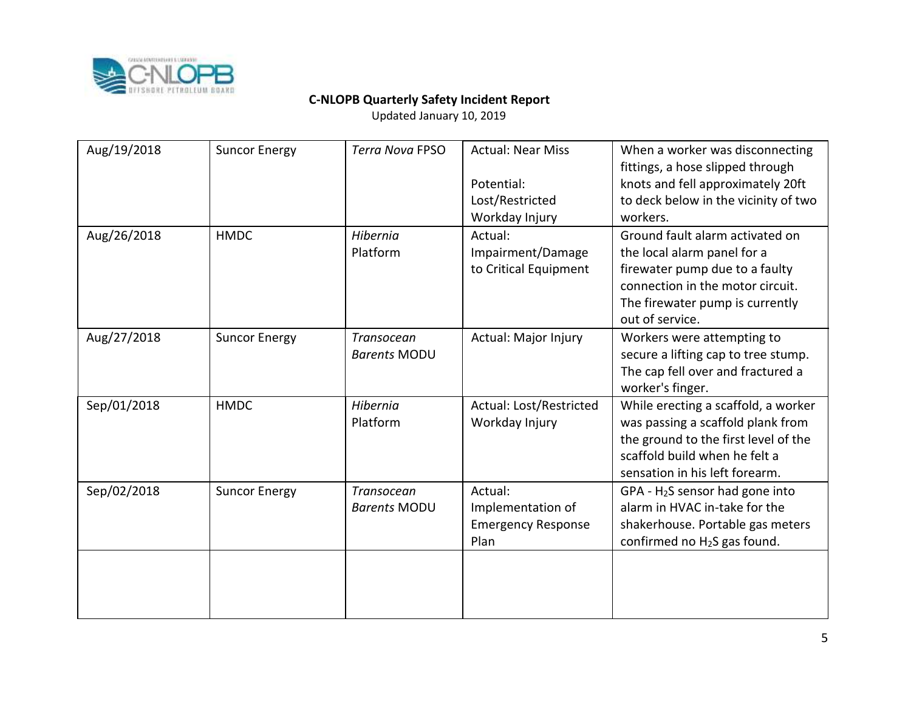**C-NLOPB Quarterly Safety Incident Report**
Updated January 10, 2019

| | | | | |
|---|---|---|---|---|
| Aug/19/2018 | Suncor Energy | *Terra Nova* FPSO | Actual: Near Miss<br><br>Potential: Lost/Restricted Workday Injury | When a worker was disconnecting fittings, a hose slipped through knots and fell approximately 20ft to deck below in the vicinity of two workers. |
| Aug/26/2018 | HMDC | *Hibernia* Platform | Actual: Impairment/Damage to Critical Equipment | Ground fault alarm activated on the local alarm panel for a firewater pump due to a faulty connection in the motor circuit. The firewater pump is currently out of service. |
| Aug/27/2018 | Suncor Energy | *Transocean Barents* MODU | Actual: Major Injury | Workers were attempting to secure a lifting cap to tree stump. The cap fell over and fractured a worker's finger. |
| Sep/01/2018 | HMDC | *Hibernia* Platform | Actual: Lost/Restricted Workday Injury | While erecting a scaffold, a worker was passing a scaffold plank from the ground to the first level of the scaffold build when he felt a sensation in his left forearm. |
| Sep/02/2018 | Suncor Energy | *Transocean Barents* MODU | Actual: Implementation of Emergency Response Plan | GPA - $H_2S$ sensor had gone into alarm in HVAC in-take for the shakerhouse. Portable gas meters confirmed no $H_2S$ gas found. |
| | | | | |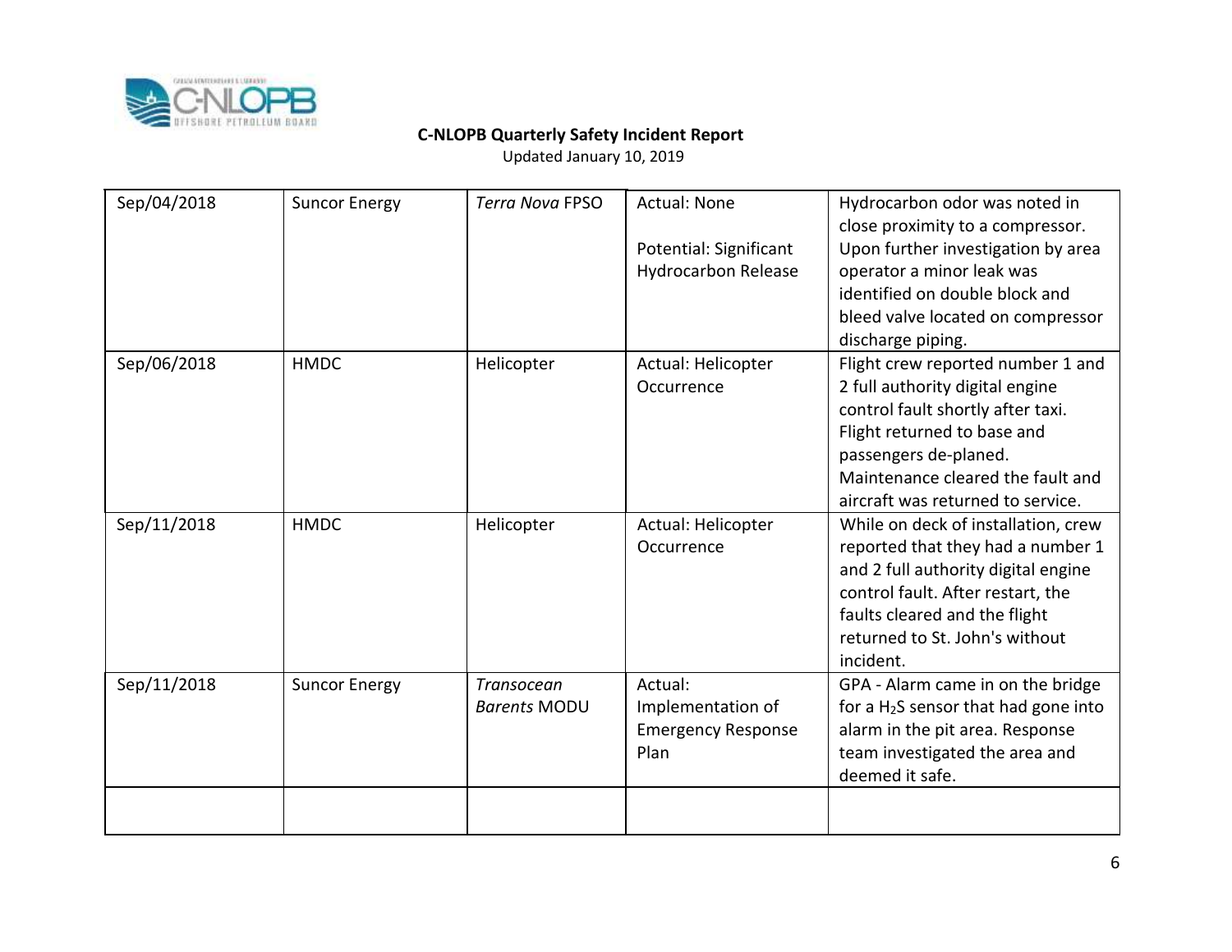**C-NLOPB Quarterly Safety Incident Report**
Updated January 10, 2019

| | | | | |
|---|---|---|---|---|
| Sep/04/2018 | Suncor Energy | *Terra Nova* FPSO | Actual: None<br><br>Potential: Significant Hydrocarbon Release | Hydrocarbon odor was noted in close proximity to a compressor. Upon further investigation by area operator a minor leak was identified on double block and bleed valve located on compressor discharge piping. |
| Sep/06/2018 | HMDC | Helicopter | Actual: Helicopter Occurrence | Flight crew reported number 1 and 2 full authority digital engine control fault shortly after taxi. Flight returned to base and passengers de-planed. Maintenance cleared the fault and aircraft was returned to service. |
| Sep/11/2018 | HMDC | Helicopter | Actual: Helicopter Occurrence | While on deck of installation, crew reported that they had a number 1 and 2 full authority digital engine control fault. After restart, the faults cleared and the flight returned to St. John's without incident. |
| Sep/11/2018 | Suncor Energy | *Transocean Barents* MODU | Actual: Implementation of Emergency Response Plan | GPA - Alarm came in on the bridge for a $H_2S$ sensor that had gone into alarm in the pit area. Response team investigated the area and deemed it safe. |
| | | | | |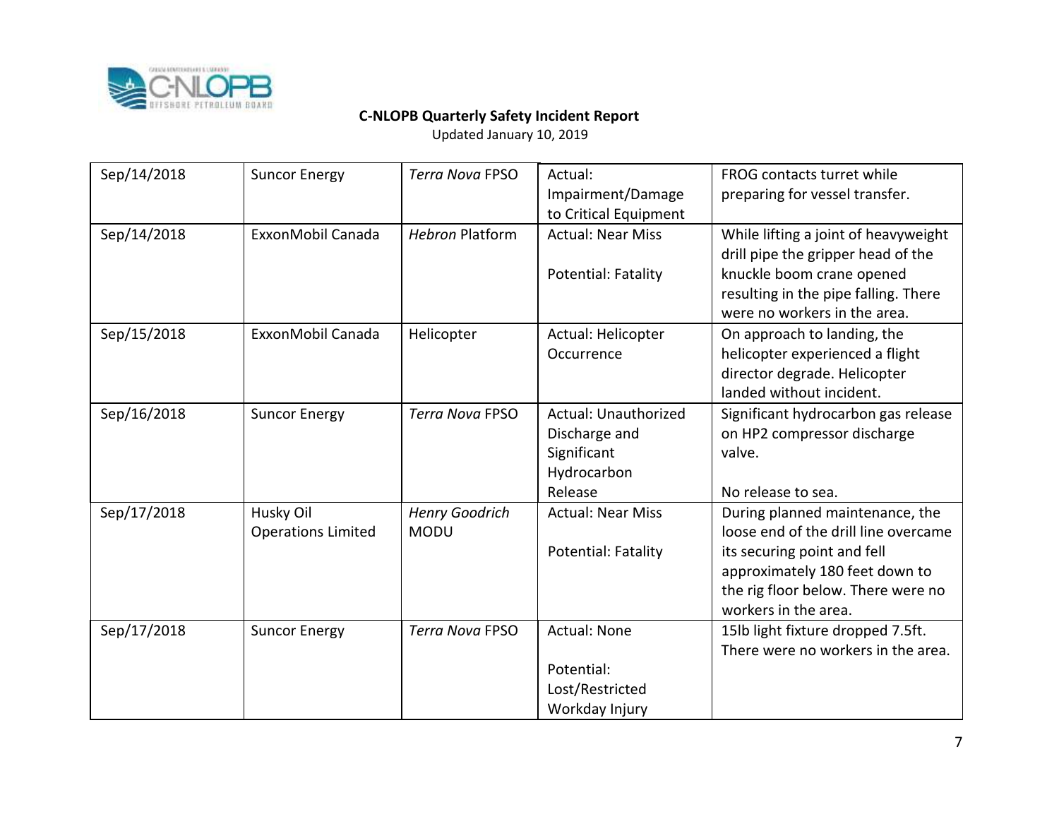**C-NLOPB Quarterly Safety Incident Report**

Updated January 10, 2019

| | | | | |
|---|---|---|---|---|
| Sep/14/2018 | Suncor Energy | *Terra Nova* FPSO | Actual: Impairment/Damage to Critical Equipment | FROG contacts turret while preparing for vessel transfer. |
| Sep/14/2018 | ExxonMobil Canada | *Hebron* Platform | Actual: Near Miss<br><br>Potential: Fatality | While lifting a joint of heavyweight drill pipe the gripper head of the knuckle boom crane opened resulting in the pipe falling. There were no workers in the area. |
| Sep/15/2018 | ExxonMobil Canada | Helicopter | Actual: Helicopter Occurrence | On approach to landing, the helicopter experienced a flight director degrade. Helicopter landed without incident. |
| Sep/16/2018 | Suncor Energy | *Terra Nova* FPSO | Actual: Unauthorized Discharge and Significant Hydrocarbon Release | Significant hydrocarbon gas release on HP2 compressor discharge valve.<br><br>No release to sea. |
| Sep/17/2018 | Husky Oil Operations Limited | *Henry Goodrich* MODU | Actual: Near Miss<br><br>Potential: Fatality | During planned maintenance, the loose end of the drill line overcame its securing point and fell approximately 180 feet down to the rig floor below. There were no workers in the area. |
| Sep/17/2018 | Suncor Energy | *Terra Nova* FPSO | Actual: None<br><br>Potential: Lost/Restricted Workday Injury | 15lb light fixture dropped 7.5ft. There were no workers in the area. |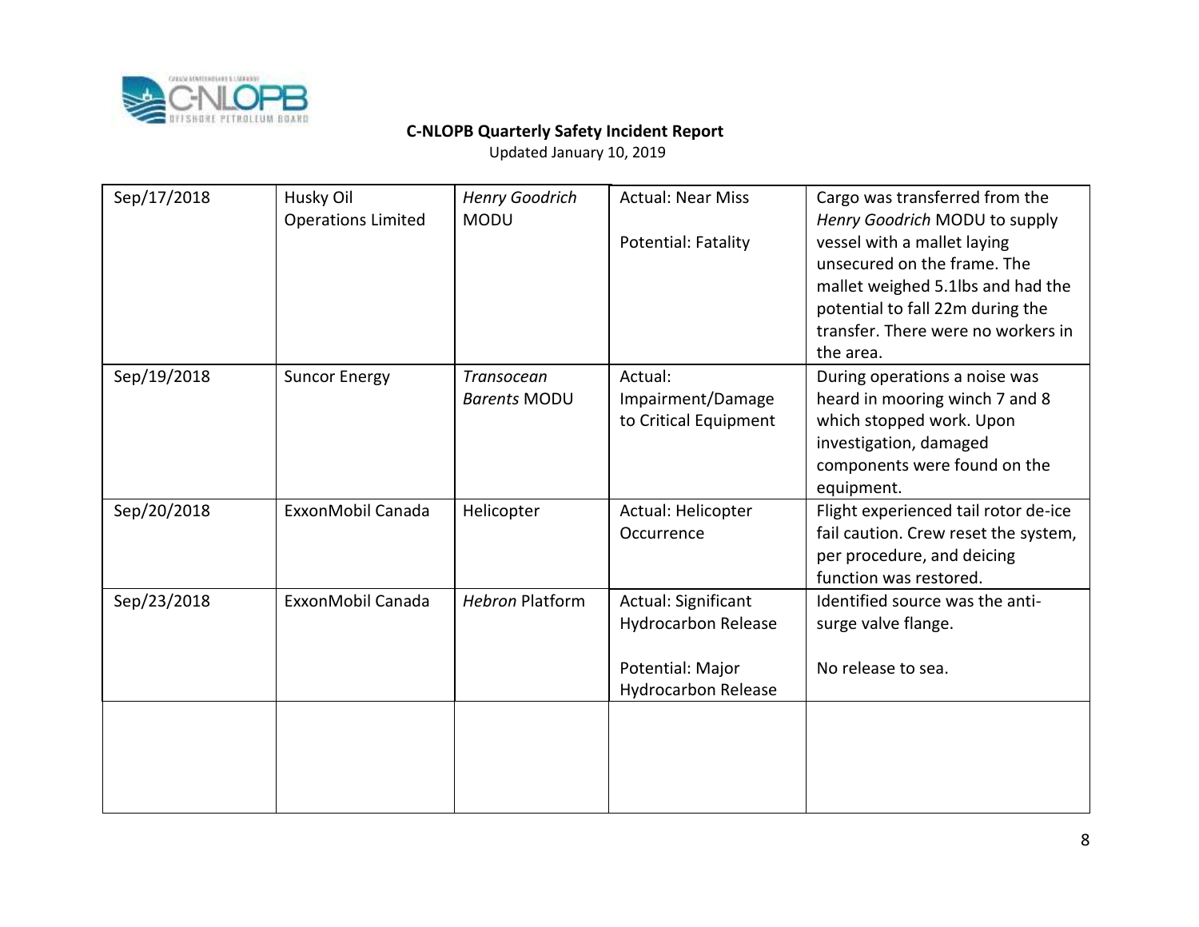**C-NLOPB Quarterly Safety Incident Report**

Updated January 10, 2019

| | | | | |
|---|---|---|---|---|
| Sep/17/2018 | Husky Oil Operations Limited | *Henry Goodrich* MODU | Actual: Near Miss<br><br>Potential: Fatality | Cargo was transferred from the *Henry Goodrich* MODU to supply vessel with a mallet laying unsecured on the frame. The mallet weighed 5.1lbs and had the potential to fall 22m during the transfer. There were no workers in the area. |
| Sep/19/2018 | Suncor Energy | *Transocean Barents* MODU | Actual: Impairment/Damage to Critical Equipment | During operations a noise was heard in mooring winch 7 and 8 which stopped work. Upon investigation, damaged components were found on the equipment. |
| Sep/20/2018 | ExxonMobil Canada | Helicopter | Actual: Helicopter Occurrence | Flight experienced tail rotor de-ice fail caution. Crew reset the system, per procedure, and deicing function was restored. |
| Sep/23/2018 | ExxonMobil Canada | *Hebron* Platform | Actual: Significant Hydrocarbon Release<br><br>Potential: Major Hydrocarbon Release | Identified source was the anti-surge valve flange.<br><br>No release to sea. |
| | | | | |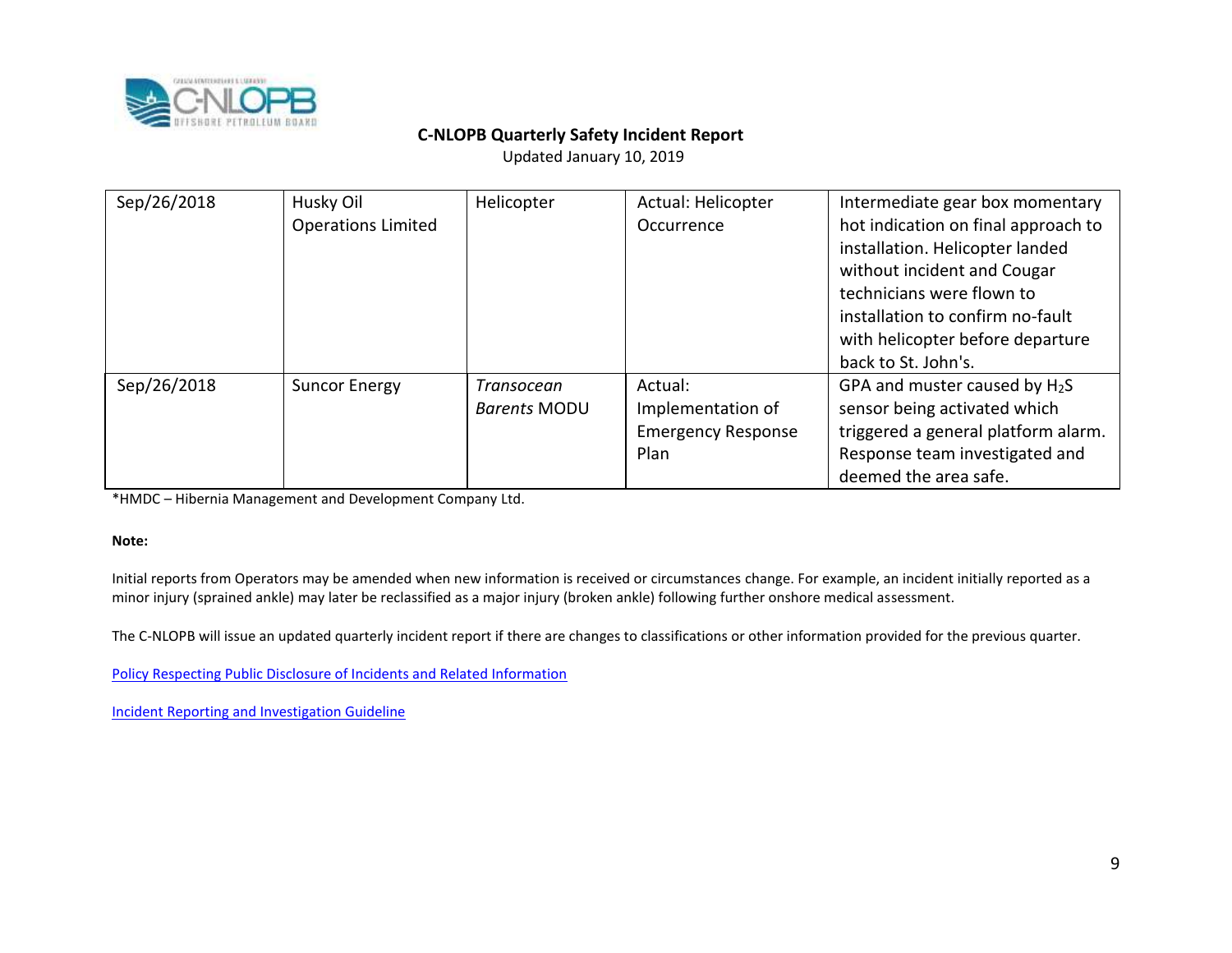**C-NLOPB Quarterly Safety Incident Report**

Updated January 10, 2019

| | | | | |
|---|---|---|---|---|
| Sep/26/2018 | Husky Oil Operations Limited | Helicopter | Actual: Helicopter Occurrence | Intermediate gear box momentary hot indication on final approach to installation. Helicopter landed without incident and Cougar technicians were flown to installation to confirm no-fault with helicopter before departure back to St. John's. |
| Sep/26/2018 | Suncor Energy | *Transocean Barents* MODU | Actual: Implementation of Emergency Response Plan | GPA and muster caused by $H_2S$ sensor being activated which triggered a general platform alarm. Response team investigated and deemed the area safe. |

*HMDC – Hibernia Management and Development Company Ltd.

**Note:**

Initial reports from Operators may be amended when new information is received or circumstances change. For example, an incident initially reported as a minor injury (sprained ankle) may later be reclassified as a major injury (broken ankle) following further onshore medical assessment.

The C-NLOPB will issue an updated quarterly incident report if there are changes to classifications or other information provided for the previous quarter.

Policy Respecting Public Disclosure of Incidents and Related Information

Incident Reporting and Investigation Guideline